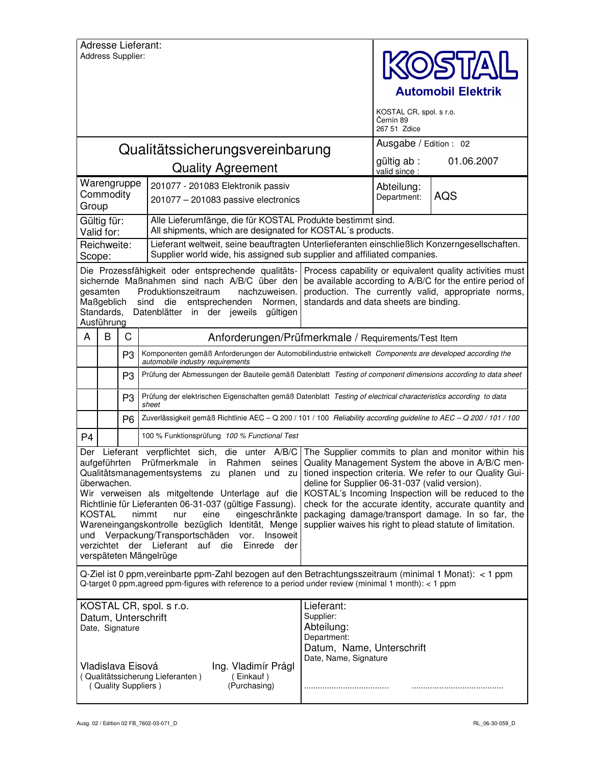Adresse Lieferant:
Address Supplier:

**KOSTAL**
**Automobil Elektrik**

KOSTAL CR, spol. s r.o.
Černín 89
267 51 Zdice

# Qualitätssicherungsvereinbarung
## Quality Agreement

Ausgabe / Edition : 02

gültig ab : 01.06.2007
valid since :

| | |
|---|---|
| Warengruppe Commodity Group | 201077 - 201083 Elektronik passiv<br>201077 – 201083 passive electronics |
| Abteilung: Department: | AQS |
| Gültig für: Valid for: | Alle Lieferumfänge, die für KOSTAL Produkte bestimmt sind.<br>All shipments, which are designated for KOSTAL´s products. |
| Reichweite: Scope: | Lieferant weltweit, seine beauftragten Unterlieferanten einschließlich Konzerngesellschaften.<br>Supplier world wide, his assigned sub supplier and affiliated companies. |

Die Prozessfähigkeit oder entsprechende qualitätssichernde Maßnahmen sind nach A/B/C über den gesamten Produktionszeitraum nachzuweisen. Maßgeblich sind die entsprechenden Normen, Standards, Datenblätter in der jeweils gültigen Ausführung

Process capability or equivalent quality activities must be available according to A/B/C for the entire period of production. The currently valid, appropriate norms, standards and data sheets are binding.

| A | B | C | Anforderungen/Prüfmerkmale / Requirements/Test Item |
|---|---|---|---|
| | | P3 | Komponenten gemäß Anforderungen der Automobilindustrie entwickelt *Components are developed according the automobile industry requirements* |
| | | P3 | Prüfung der Abmessungen der Bauteile gemäß Datenblatt *Testing of component dimensions according to data sheet* |
| | | P3 | Prüfung der elektrischen Eigenschaften gemäß Datenblatt *Testing of electrical characteristics according to data sheet* |
| | | P6 | Zuverlässigkeit gemäß Richtlinie AEC – Q 200 / 101 / 100 *Reliability according guideline to AEC – Q 200 / 101 / 100* |
| P4 | | | 100 % Funktionsprüfung *100 % Functional Test* |

Der Lieferant verpflichtet sich, die unter A/B/C aufgeführten Prüfmerkmale in Rahmen seines Qualitätsmanagementsystems zu planen und zu überwachen.
Wir verweisen als mitgeltende Unterlage auf die Richtlinie für Lieferanten 06-31-037 (gültige Fassung).
KOSTAL nimmt nur eine eingeschränkte Wareneingangskontrolle bezüglich Identität, Menge und Verpackung/Transportschäden vor. Insoweit verzichtet der Lieferant auf die Einrede der verspäteten Mängelrüge

The Supplier commits to plan and monitor within his Quality Management System the above in A/B/C mentioned inspection criteria. We refer to our Quality Guideline for Supplier 06-31-037 (valid version).
KOSTAL's Incoming Inspection will be reduced to the check for the accurate identity, accurate quantity and packaging damage/transport damage. In so far, the supplier waives his right to plead statute of limitation.

Q-Ziel ist 0 ppm,vereinbarte ppm-Zahl bezogen auf den Betrachtungsszeitraum (minimal 1 Monat): < 1 ppm
Q-target 0 ppm,agreed ppm-figures with reference to a period under review (minimal 1 month): < 1 ppm

KOSTAL CR, spol. s r.o.
Datum, Unterschrift
Date, Signature

Vladislava Eisová
( Qualitätssicherung Lieferanten )
( Quality Suppliers )

Ing. Vladimír Prágl
( Einkauf )
(Purchasing)

Lieferant:
Supplier:
Abteilung:
Department:
Datum, Name, Unterschrift
Date, Name, Signature

.................................... .......................................

Ausg. 02 / Edition 02 FB_7602-03-071_D

RL_06-30-059_D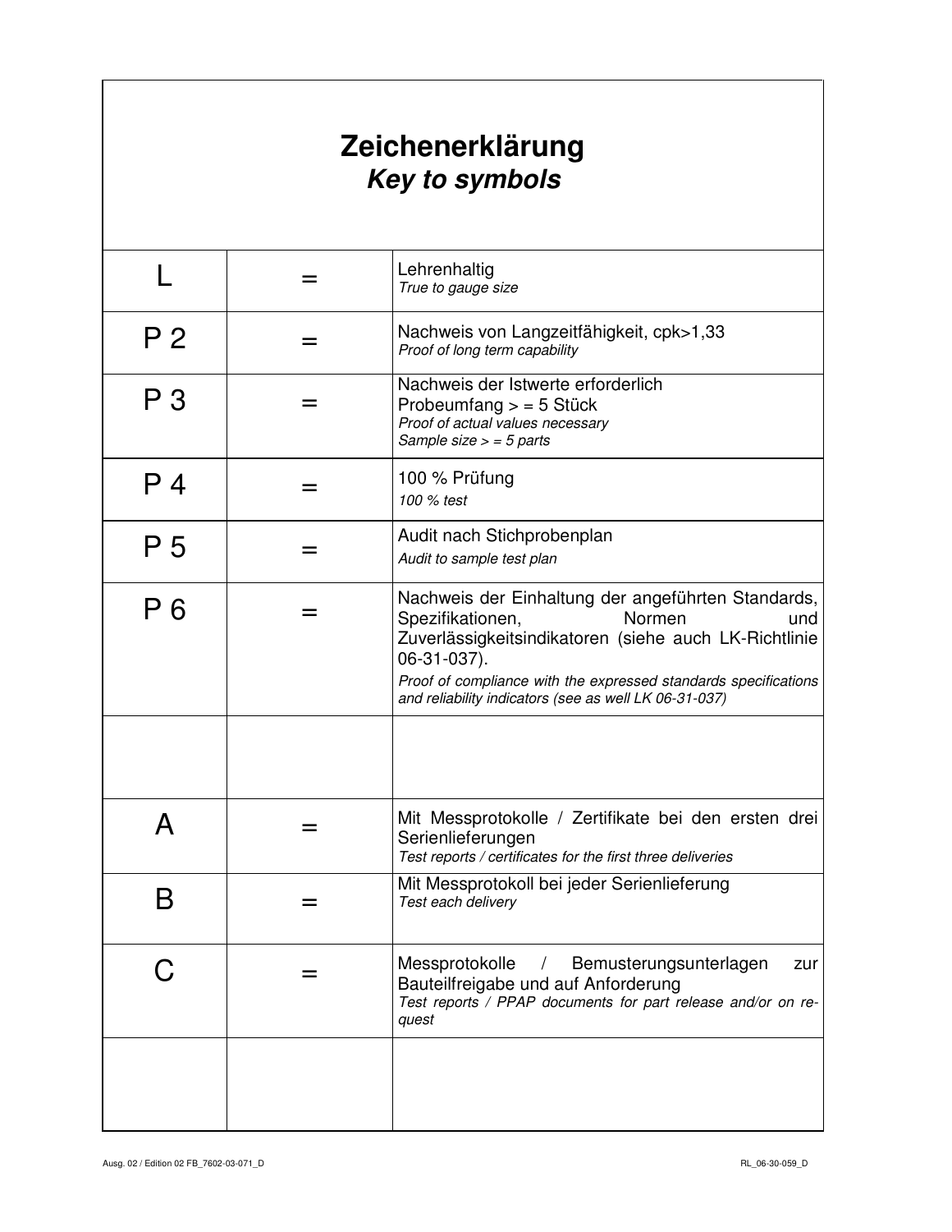# Zeichenerklärung

## *Key to symbols*

| | | |
|---|---|---|
| L | = | Lehrenhaltig<br>*True to gauge size* |
| P 2 | = | Nachweis von Langzeitfähigkeit, cpk>1,33<br>*Proof of long term capability* |
| P 3 | = | Nachweis der Istwerte erforderlich<br>Probeumfang > = 5 Stück<br>*Proof of actual values necessary*<br>*Sample size > = 5 parts* |
| P 4 | = | 100 % Prüfung<br>*100 % test* |
| P 5 | = | Audit nach Stichprobenplan<br>*Audit to sample test plan* |
| P 6 | = | Nachweis der Einhaltung der angeführten Standards, Spezifikationen, Normen und Zuverlässigkeitsindikatoren (siehe auch LK-Richtlinie 06-31-037).<br>*Proof of compliance with the expressed standards specifications and reliability indicators (see as well LK 06-31-037)* |
| | | |
| A | = | Mit Messprotokolle / Zertifikate bei den ersten drei Serienlieferungen<br>*Test reports / certificates for the first three deliveries* |
| B | = | Mit Messprotokoll bei jeder Serienlieferung<br>*Test each delivery* |
| C | = | Messprotokolle / Bemusterungsunterlagen zur Bauteilfreigabe und auf Anforderung<br>*Test reports / PPAP documents for part release and/or on request* |
| | | |

Ausg. 02 / Edition 02 FB_7602-03-071_D

RL_06-30-059_D